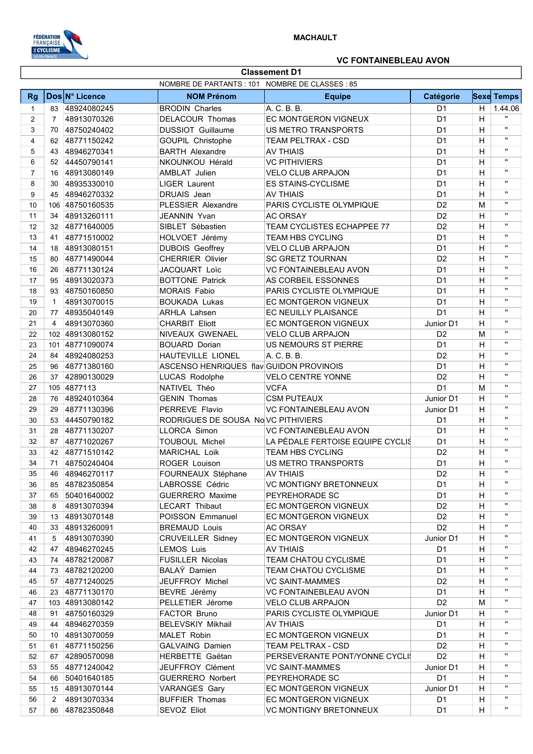MACHAULT

VC FONTAINEBLEAU AVON

## Classement D1

NOMBRE DE PARTANTS : 101   NOMBRE DE CLASSES : 85

| Rg | Dos | N° Licence | NOM Prénom | Equipe | Catégorie | Sexe | Temps |
|---|---|---|---|---|---|---|---|
| 1 | 83 | 48924080245 | BRODIN Charles | A. C. B. B. | D1 | H | 1.44.06 |
| 2 | 7 | 48913070326 | DELACOUR Thomas | EC MONTGERON VIGNEUX | D1 | H | " |
| 3 | 70 | 48750240402 | DUSSIOT Guillaume | US METRO TRANSPORTS | D1 | H | " |
| 4 | 62 | 48771150242 | GOUPIL Christophe | TEAM PELTRAX - CSD | D1 | H | " |
| 5 | 43 | 48946270341 | BARTH Alexandre | AV THIAIS | D1 | H | " |
| 6 | 52 | 44450790141 | NKOUNKOU Hérald | VC PITHIVIERS | D1 | H | " |
| 7 | 16 | 48913080149 | AMBLAT Julien | VELO CLUB ARPAJON | D1 | H | " |
| 8 | 30 | 48935330010 | LIGER Laurent | ES STAINS-CYCLISME | D1 | H | " |
| 9 | 45 | 48946270332 | DRUAIS Jean | AV THIAIS | D1 | H | " |
| 10 | 106 | 48750160535 | PLESSIER Alexandre | PARIS CYCLISTE OLYMPIQUE | D2 | M | " |
| 11 | 34 | 48913260111 | JEANNIN Yvan | AC ORSAY | D2 | H | " |
| 12 | 32 | 48771640005 | SIBLET Sébastien | TEAM CYCLISTES ECHAPPEE 77 | D2 | H | " |
| 13 | 41 | 48771510002 | HOLVOET Jérémy | TEAM HBS CYCLING | D1 | H | " |
| 14 | 18 | 48913080151 | DUBOIS Geoffrey | VELO CLUB ARPAJON | D1 | H | " |
| 15 | 80 | 48771490044 | CHERRIER Olivier | SC GRETZ TOURNAN | D2 | H | " |
| 16 | 26 | 48771130124 | JACQUART Loïc | VC FONTAINEBLEAU AVON | D1 | H | " |
| 17 | 95 | 48913020373 | BOTTONE Patrick | AS CORBEIL ESSONNES | D1 | H | " |
| 18 | 93 | 48750160850 | MORAIS Fabio | PARIS CYCLISTE OLYMPIQUE | D1 | H | " |
| 19 | 1 | 48913070015 | BOUKADA Lukas | EC MONTGERON VIGNEUX | D1 | H | " |
| 20 | 77 | 48935040149 | ARHLA Lahsen | EC NEUILLY PLAISANCE | D1 | H | " |
| 21 | 4 | 48913070360 | CHARBIT Eliott | EC MONTGERON VIGNEUX | Junior D1 | H | " |
| 22 | 102 | 48913080152 | NIVEAUX GWENAEL | VELO CLUB ARPAJON | D2 | M | " |
| 23 | 101 | 48771090074 | BOUARD Dorian | US NEMOURS ST PIERRE | D1 | H | " |
| 24 | 84 | 48924080253 | HAUTEVILLE LIONEL | A. C. B. B. | D2 | H | " |
| 25 | 96 | 48771380160 | ASCENSO HENRIQUES flav | GUIDON PROVINOIS | D1 | H | " |
| 26 | 37 | 42890130029 | LUCAS Rodolphe | VELO CENTRE YONNE | D2 | H | " |
| 27 | 105 | 4877113 | NATIVEL Théo | VCFA | D1 | M | " |
| 28 | 76 | 48924010364 | GENIN Thomas | CSM PUTEAUX | Junior D1 | H | " |
| 29 | 29 | 48771130396 | PERREVE Flavio | VC FONTAINEBLEAU AVON | Junior D1 | H | " |
| 30 | 53 | 44450790182 | RODRIGUES DE SOUSA No | VC PITHIVIERS | D1 | H | " |
| 31 | 28 | 48771130207 | LLORCA Simon | VC FONTAINEBLEAU AVON | D1 | H | " |
| 32 | 87 | 48771020267 | TOUBOUL Michel | LA PÉDALE FERTOISE EQUIPE CYCLIS | D1 | H | " |
| 33 | 42 | 48771510142 | MARICHAL Loik | TEAM HBS CYCLING | D2 | H | " |
| 34 | 71 | 48750240404 | ROGER Louison | US METRO TRANSPORTS | D1 | H | " |
| 35 | 46 | 48946270117 | FOURNEAUX Stéphane | AV THIAIS | D2 | H | " |
| 36 | 85 | 48782350854 | LABROSSE Cédric | VC MONTIGNY BRETONNEUX | D1 | H | " |
| 37 | 65 | 50401640002 | GUERRERO Maxime | PEYREHORADE SC | D1 | H | " |
| 38 | 8 | 48913070394 | LECART Thibaut | EC MONTGERON VIGNEUX | D2 | H | " |
| 39 | 13 | 48913070148 | POISSON Emmanuel | EC MONTGERON VIGNEUX | D2 | H | " |
| 40 | 33 | 48913260091 | BREMAUD Louis | AC ORSAY | D2 | H | " |
| 41 | 5 | 48913070390 | CRUVEILLER Sidney | EC MONTGERON VIGNEUX | Junior D1 | H | " |
| 42 | 47 | 48946270245 | LEMOS Luis | AV THIAIS | D1 | H | " |
| 43 | 74 | 48782120087 | FUSILLER Nicolas | TEAM CHATOU CYCLISME | D1 | H | " |
| 44 | 73 | 48782120200 | BALAŸ Damien | TEAM CHATOU CYCLISME | D1 | H | " |
| 45 | 57 | 48771240025 | JEUFFROY Michel | VC SAINT-MAMMES | D2 | H | " |
| 46 | 23 | 48771130170 | BEVRE Jérémy | VC FONTAINEBLEAU AVON | D1 | H | " |
| 47 | 103 | 48913080142 | PELLETIER Jérome | VELO CLUB ARPAJON | D2 | M | " |
| 48 | 91 | 48750160329 | FACTOR Bruno | PARIS CYCLISTE OLYMPIQUE | Junior D1 | H | " |
| 49 | 44 | 48946270359 | BELEVSKIY Mikhail | AV THIAIS | D1 | H | " |
| 50 | 10 | 48913070059 | MALET Robin | EC MONTGERON VIGNEUX | D1 | H | " |
| 51 | 61 | 48771150256 | GALVAING Damien | TEAM PELTRAX - CSD | D2 | H | " |
| 52 | 67 | 42890570098 | HERBETTE Gaëtan | PERSEVERANTE PONT/YONNE CYCLI | D2 | H | " |
| 53 | 55 | 48771240042 | JEUFFROY Clément | VC SAINT-MAMMES | Junior D1 | H | " |
| 54 | 66 | 50401640185 | GUERRERO Norbert | PEYREHORADE SC | D1 | H | " |
| 55 | 15 | 48913070144 | VARANGES Gary | EC MONTGERON VIGNEUX | Junior D1 | H | " |
| 56 | 2 | 48913070334 | BUFFIER Thomas | EC MONTGERON VIGNEUX | D1 | H | " |
| 57 | 86 | 48782350848 | SEVOZ Eliot | VC MONTIGNY BRETONNEUX | D1 | H | " |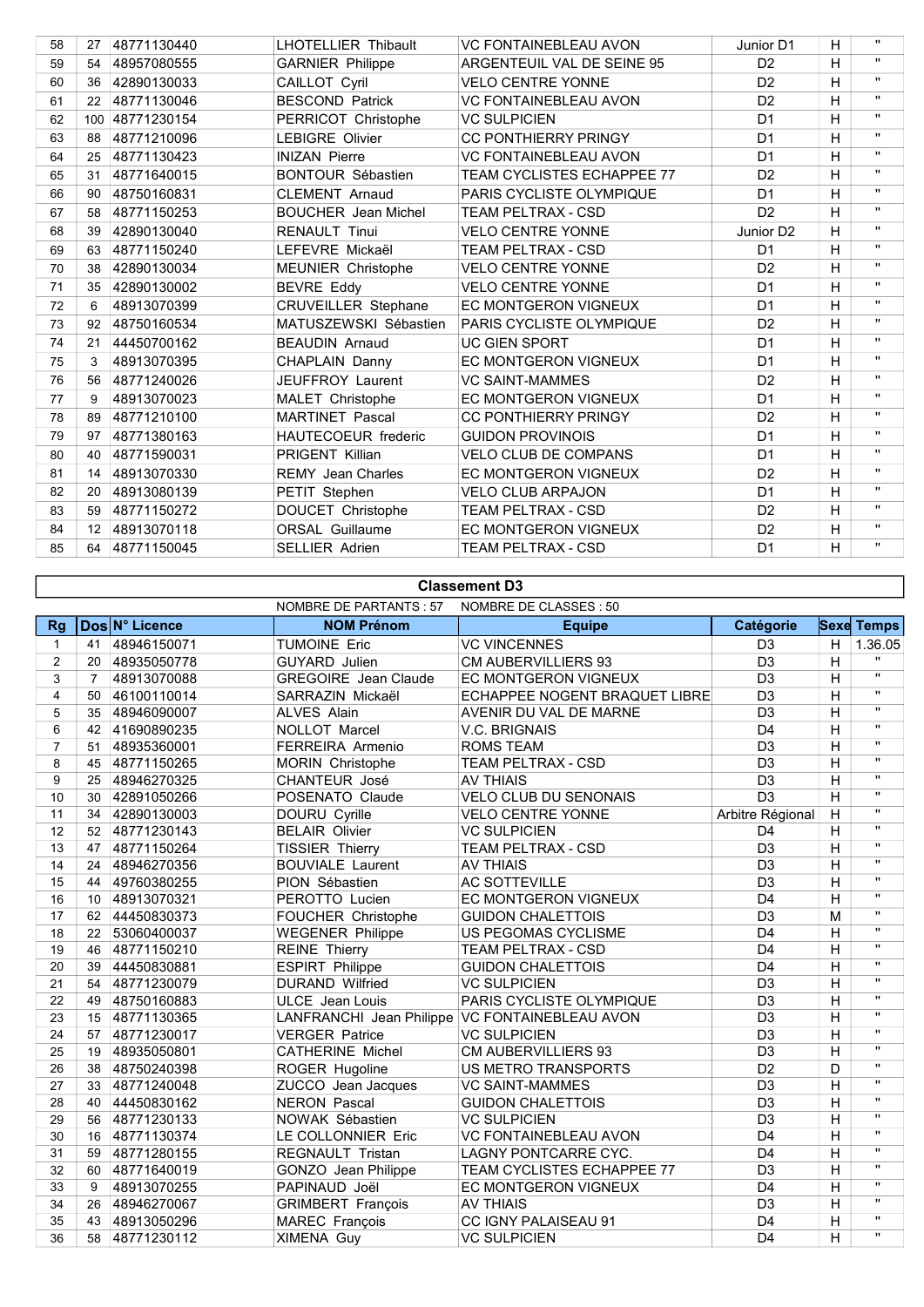| 58 | 27 | 48771130440 | LHOTELLIER Thibault | VC FONTAINEBLEAU AVON | Junior D1 | H | " |
|---|---|---|---|---|---|---|---|
| 59 | 54 | 48957080555 | GARNIER Philippe | ARGENTEUIL VAL DE SEINE 95 | D2 | H | " |
| 60 | 36 | 42890130033 | CAILLOT Cyril | VELO CENTRE YONNE | D2 | H | " |
| 61 | 22 | 48771130046 | BESCOND Patrick | VC FONTAINEBLEAU AVON | D2 | H | " |
| 62 | 100 | 48771230154 | PERRICOT Christophe | VC SULPICIEN | D1 | H | " |
| 63 | 88 | 48771210096 | LEBIGRE Olivier | CC PONTHIERRY PRINGY | D1 | H | " |
| 64 | 25 | 48771130423 | INIZAN Pierre | VC FONTAINEBLEAU AVON | D1 | H | " |
| 65 | 31 | 48771640015 | BONTOUR Sébastien | TEAM CYCLISTES ECHAPPEE 77 | D2 | H | " |
| 66 | 90 | 48750160831 | CLEMENT Arnaud | PARIS CYCLISTE OLYMPIQUE | D1 | H | " |
| 67 | 58 | 48771150253 | BOUCHER Jean Michel | TEAM PELTRAX - CSD | D2 | H | " |
| 68 | 39 | 42890130040 | RENAULT Tinui | VELO CENTRE YONNE | Junior D2 | H | " |
| 69 | 63 | 48771150240 | LEFEVRE Mickaël | TEAM PELTRAX - CSD | D1 | H | " |
| 70 | 38 | 42890130034 | MEUNIER Christophe | VELO CENTRE YONNE | D2 | H | " |
| 71 | 35 | 42890130002 | BEVRE Eddy | VELO CENTRE YONNE | D1 | H | " |
| 72 | 6 | 48913070399 | CRUVEILLER Stephane | EC MONTGERON VIGNEUX | D1 | H | " |
| 73 | 92 | 48750160534 | MATUSZEWSKI Sébastien | PARIS CYCLISTE OLYMPIQUE | D2 | H | " |
| 74 | 21 | 44450700162 | BEAUDIN Arnaud | UC GIEN SPORT | D1 | H | " |
| 75 | 3 | 48913070395 | CHAPLAIN Danny | EC MONTGERON VIGNEUX | D1 | H | " |
| 76 | 56 | 48771240026 | JEUFFROY Laurent | VC SAINT-MAMMES | D2 | H | " |
| 77 | 9 | 48913070023 | MALET Christophe | EC MONTGERON VIGNEUX | D1 | H | " |
| 78 | 89 | 48771210100 | MARTINET Pascal | CC PONTHIERRY PRINGY | D2 | H | " |
| 79 | 97 | 48771380163 | HAUTECOEUR frederic | GUIDON PROVINOIS | D1 | H | " |
| 80 | 40 | 48771590031 | PRIGENT Killian | VELO CLUB DE COMPANS | D1 | H | " |
| 81 | 14 | 48913070330 | REMY Jean Charles | EC MONTGERON VIGNEUX | D2 | H | " |
| 82 | 20 | 48913080139 | PETIT Stephen | VELO CLUB ARPAJON | D1 | H | " |
| 83 | 59 | 48771150272 | DOUCET Christophe | TEAM PELTRAX - CSD | D2 | H | " |
| 84 | 12 | 48913070118 | ORSAL Guillaume | EC MONTGERON VIGNEUX | D2 | H | " |
| 85 | 64 | 48771150045 | SELLIER Adrien | TEAM PELTRAX - CSD | D1 | H | " |

## Classement D3

NOMBRE DE PARTANTS : 57 NOMBRE DE CLASSES : 50

| Rg | Dos | N° Licence | NOM Prénom | Equipe | Catégorie | Sexe | Temps |
|---|---|---|---|---|---|---|---|
| 1 | 41 | 48946150071 | TUMOINE Eric | VC VINCENNES | D3 | H | 1.36.05 |
| 2 | 20 | 48935050778 | GUYARD Julien | CM AUBERVILLIERS 93 | D3 | H | " |
| 3 | 7 | 48913070088 | GREGOIRE Jean Claude | EC MONTGERON VIGNEUX | D3 | H | " |
| 4 | 50 | 46100110014 | SARRAZIN Mickaël | ECHAPPEE NOGENT BRAQUET LIBRE | D3 | H | " |
| 5 | 35 | 48946090007 | ALVES Alain | AVENIR DU VAL DE MARNE | D3 | H | " |
| 6 | 42 | 41690890235 | NOLLOT Marcel | V.C. BRIGNAIS | D4 | H | " |
| 7 | 51 | 48935360001 | FERREIRA Armenio | ROMS TEAM | D3 | H | " |
| 8 | 45 | 48771150265 | MORIN Christophe | TEAM PELTRAX - CSD | D3 | H | " |
| 9 | 25 | 48946270325 | CHANTEUR José | AV THIAIS | D3 | H | " |
| 10 | 30 | 42891050266 | POSENATO Claude | VELO CLUB DU SENONAIS | D3 | H | " |
| 11 | 34 | 42890130003 | DOURU Cyrille | VELO CENTRE YONNE | Arbitre Régional | H | " |
| 12 | 52 | 48771230143 | BELAIR Olivier | VC SULPICIEN | D4 | H | " |
| 13 | 47 | 48771150264 | TISSIER Thierry | TEAM PELTRAX - CSD | D3 | H | " |
| 14 | 24 | 48946270356 | BOUVIALE Laurent | AV THIAIS | D3 | H | " |
| 15 | 44 | 49760380255 | PION Sébastien | AC SOTTEVILLE | D3 | H | " |
| 16 | 10 | 48913070321 | PEROTTO Lucien | EC MONTGERON VIGNEUX | D4 | H | " |
| 17 | 62 | 44450830373 | FOUCHER Christophe | GUIDON CHALETTOIS | D3 | M | " |
| 18 | 22 | 53060400037 | WEGENER Philippe | US PEGOMAS CYCLISME | D4 | H | " |
| 19 | 46 | 48771150210 | REINE Thierry | TEAM PELTRAX - CSD | D4 | H | " |
| 20 | 39 | 44450830881 | ESPIRT Philippe | GUIDON CHALETTOIS | D4 | H | " |
| 21 | 54 | 48771230079 | DURAND Wilfried | VC SULPICIEN | D3 | H | " |
| 22 | 49 | 48750160883 | ULCE Jean Louis | PARIS CYCLISTE OLYMPIQUE | D3 | H | " |
| 23 | 15 | 48771130365 | LANFRANCHI Jean Philippe | VC FONTAINEBLEAU AVON | D3 | H | " |
| 24 | 57 | 48771230017 | VERGER Patrice | VC SULPICIEN | D3 | H | " |
| 25 | 19 | 48935050801 | CATHERINE Michel | CM AUBERVILLIERS 93 | D3 | H | " |
| 26 | 38 | 48750240398 | ROGER Hugoline | US METRO TRANSPORTS | D2 | D | " |
| 27 | 33 | 48771240048 | ZUCCO Jean Jacques | VC SAINT-MAMMES | D3 | H | " |
| 28 | 40 | 44450830162 | NERON Pascal | GUIDON CHALETTOIS | D3 | H | " |
| 29 | 56 | 48771230133 | NOWAK Sébastien | VC SULPICIEN | D3 | H | " |
| 30 | 16 | 48771130374 | LE COLLONNIER Eric | VC FONTAINEBLEAU AVON | D4 | H | " |
| 31 | 59 | 48771280155 | REGNAULT Tristan | LAGNY PONTCARRE CYC. | D4 | H | " |
| 32 | 60 | 48771640019 | GONZO Jean Philippe | TEAM CYCLISTES ECHAPPEE 77 | D3 | H | " |
| 33 | 9 | 48913070255 | PAPINAUD Joël | EC MONTGERON VIGNEUX | D4 | H | " |
| 34 | 26 | 48946270067 | GRIMBERT François | AV THIAIS | D3 | H | " |
| 35 | 43 | 48913050296 | MAREC François | CC IGNY PALAISEAU 91 | D4 | H | " |
| 36 | 58 | 48771230112 | XIMENA Guy | VC SULPICIEN | D4 | H | " |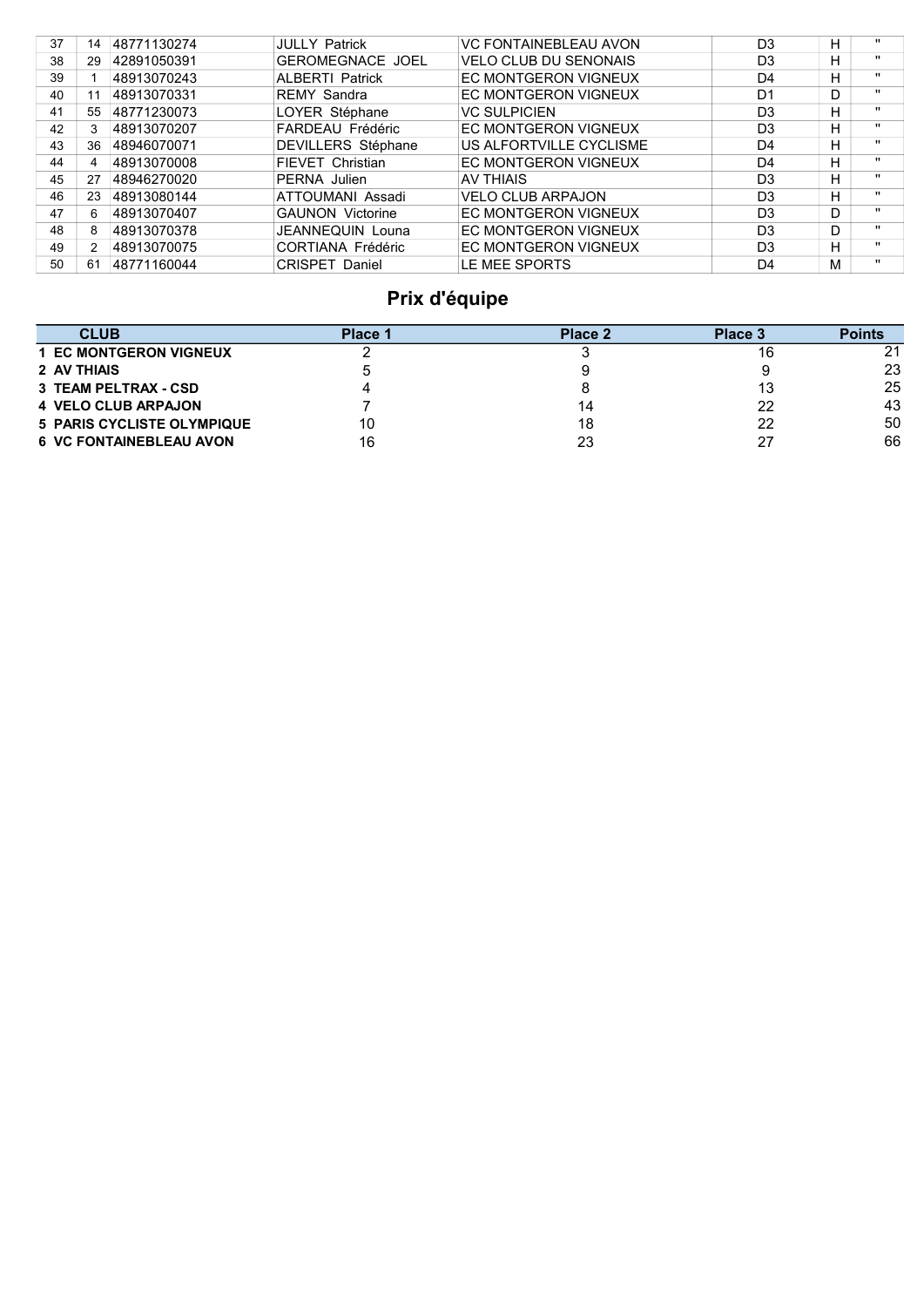| | | | | | | | |
|---|---|---|---|---|---|---|---|
| 37 | 14 | 48771130274 | JULLY Patrick | VC FONTAINEBLEAU AVON | D3 | H | " |
| 38 | 29 | 42891050391 | GEROMEGNACE JOEL | VELO CLUB DU SENONAIS | D3 | H | " |
| 39 | 1 | 48913070243 | ALBERTI Patrick | EC MONTGERON VIGNEUX | D4 | H | " |
| 40 | 11 | 48913070331 | REMY Sandra | EC MONTGERON VIGNEUX | D1 | D | " |
| 41 | 55 | 48771230073 | LOYER Stéphane | VC SULPICIEN | D3 | H | " |
| 42 | 3 | 48913070207 | FARDEAU Frédéric | EC MONTGERON VIGNEUX | D3 | H | " |
| 43 | 36 | 48946070071 | DEVILLERS Stéphane | US ALFORTVILLE CYCLISME | D4 | H | " |
| 44 | 4 | 48913070008 | FIEVET Christian | EC MONTGERON VIGNEUX | D4 | H | " |
| 45 | 27 | 48946270020 | PERNA Julien | AV THIAIS | D3 | H | " |
| 46 | 23 | 48913080144 | ATTOUMANI Assadi | VELO CLUB ARPAJON | D3 | H | " |
| 47 | 6 | 48913070407 | GAUNON Victorine | EC MONTGERON VIGNEUX | D3 | D | " |
| 48 | 8 | 48913070378 | JEANNEQUIN Louna | EC MONTGERON VIGNEUX | D3 | D | " |
| 49 | 2 | 48913070075 | CORTIANA Frédéric | EC MONTGERON VIGNEUX | D3 | H | " |
| 50 | 61 | 48771160044 | CRISPET Daniel | LE MEE SPORTS | D4 | M | " |

## Prix d'équipe

| CLUB | Place 1 | Place 2 | Place 3 | Points |
|---|---|---|---|---|
| **1 EC MONTGERON VIGNEUX** | 2 | 3 | 16 | 21 |
| **2 AV THIAIS** | 5 | 9 | 9 | 23 |
| **3 TEAM PELTRAX - CSD** | 4 | 8 | 13 | 25 |
| **4 VELO CLUB ARPAJON** | 7 | 14 | 22 | 43 |
| **5 PARIS CYCLISTE OLYMPIQUE** | 10 | 18 | 22 | 50 |
| **6 VC FONTAINEBLEAU AVON** | 16 | 23 | 27 | 66 |